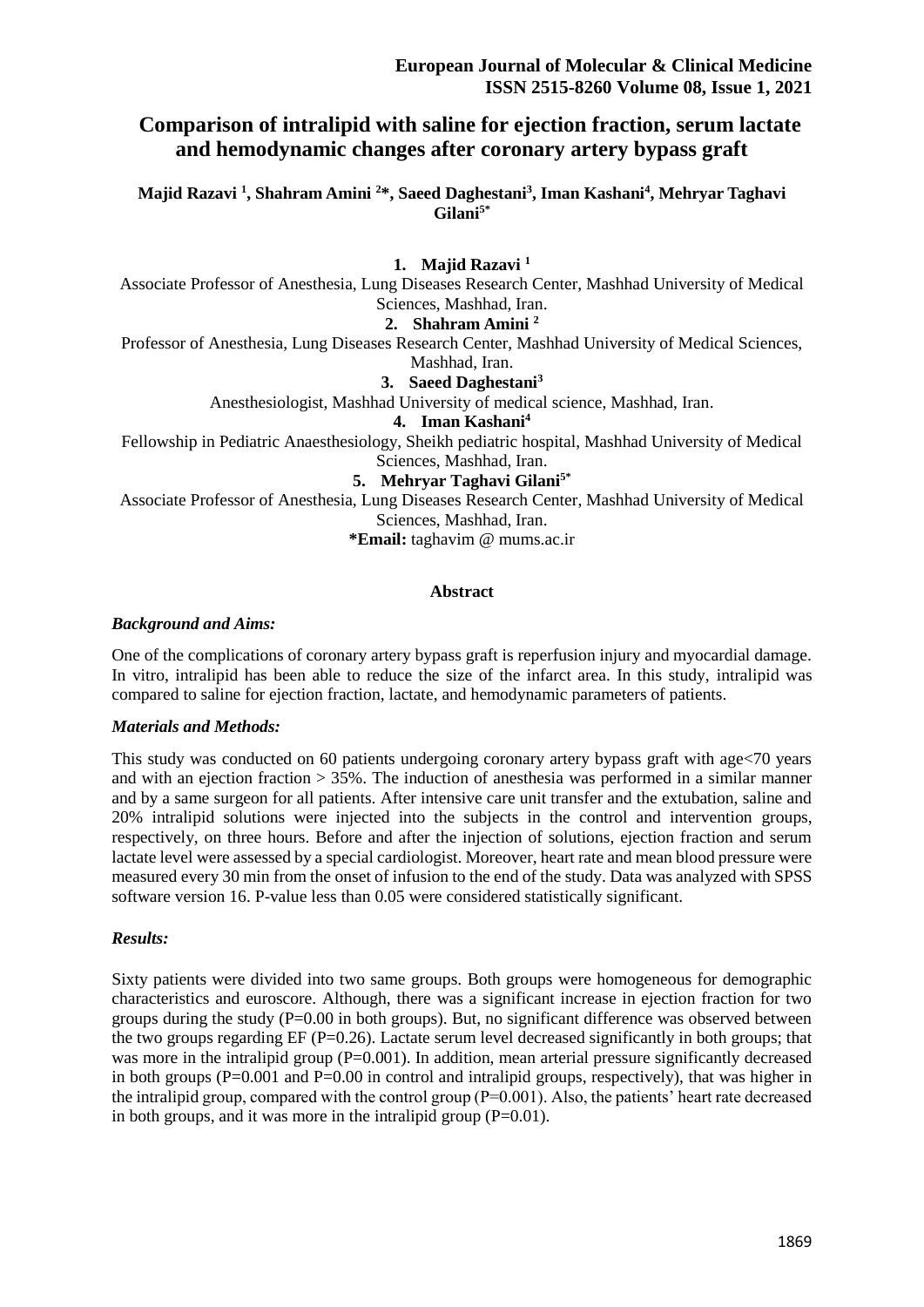# Comparison of intralipid with saline for ejection fraction, serum lactate and hemodynamic changes after coronary artery bypass graft

**Majid Razavi [1], Shahram Amini [2]\*, Saeed Daghestani[3], Iman Kashani[4], Mehryar Taghavi Gilani[5*]**

1. **Majid Razavi [1]**
   Associate Professor of Anesthesia, Lung Diseases Research Center, Mashhad University of Medical Sciences, Mashhad, Iran.
2. **Shahram Amini [2]**
   Professor of Anesthesia, Lung Diseases Research Center, Mashhad University of Medical Sciences, Mashhad, Iran.
3. **Saeed Daghestani[3]**
   Anesthesiologist, Mashhad University of medical science, Mashhad, Iran.
4. **Iman Kashani[4]**
   Fellowship in Pediatric Anaesthesiology, Sheikh pediatric hospital, Mashhad University of Medical Sciences, Mashhad, Iran.
5. **Mehryar Taghavi Gilani[5*]**
   Associate Professor of Anesthesia, Lung Diseases Research Center, Mashhad University of Medical Sciences, Mashhad, Iran.

**\*Email:** taghavim @ mums.ac.ir

## Abstract

### *Background and Aims:*

One of the complications of coronary artery bypass graft is reperfusion injury and myocardial damage. In vitro, intralipid has been able to reduce the size of the infarct area. In this study, intralipid was compared to saline for ejection fraction, lactate, and hemodynamic parameters of patients.

### *Materials and Methods:*

This study was conducted on 60 patients undergoing coronary artery bypass graft with age<70 years and with an ejection fraction > 35%. The induction of anesthesia was performed in a similar manner and by a same surgeon for all patients. After intensive care unit transfer and the extubation, saline and 20% intralipid solutions were injected into the subjects in the control and intervention groups, respectively, on three hours. Before and after the injection of solutions, ejection fraction and serum lactate level were assessed by a special cardiologist. Moreover, heart rate and mean blood pressure were measured every 30 min from the onset of infusion to the end of the study. Data was analyzed with SPSS software version 16. P-value less than 0.05 were considered statistically significant.

### *Results:*

Sixty patients were divided into two same groups. Both groups were homogeneous for demographic characteristics and euroscore. Although, there was a significant increase in ejection fraction for two groups during the study (P=0.00 in both groups). But, no significant difference was observed between the two groups regarding EF (P=0.26). Lactate serum level decreased significantly in both groups; that was more in the intralipid group (P=0.001). In addition, mean arterial pressure significantly decreased in both groups (P=0.001 and P=0.00 in control and intralipid groups, respectively), that was higher in the intralipid group, compared with the control group (P=0.001). Also, the patients' heart rate decreased in both groups, and it was more in the intralipid group (P=0.01).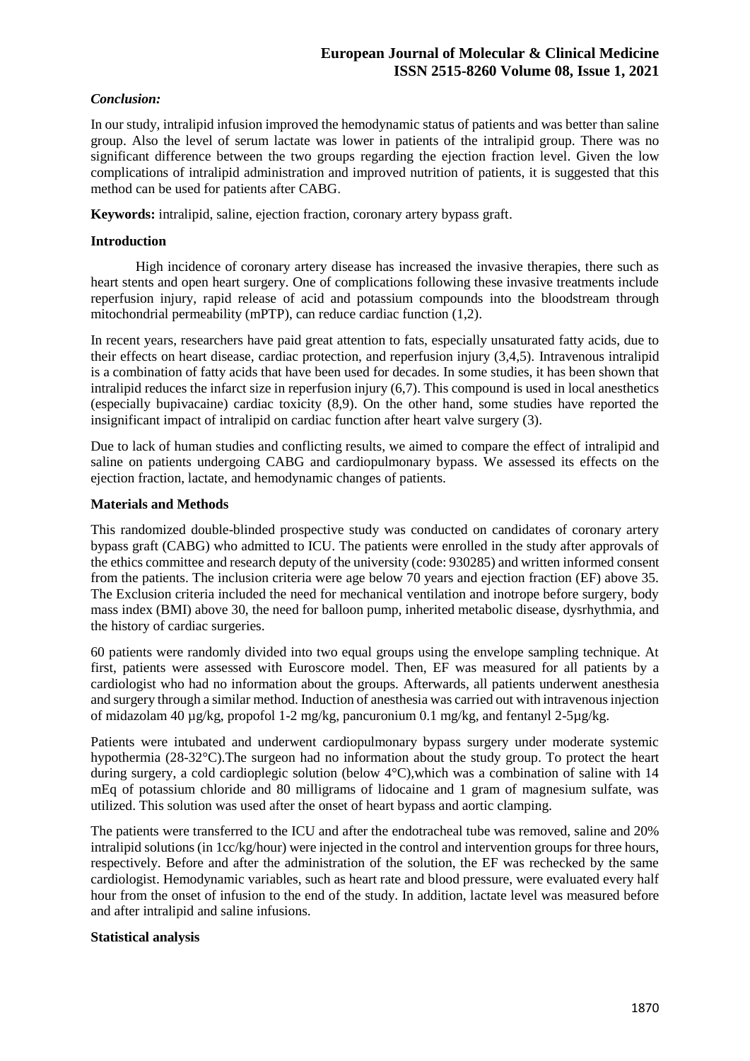### *Conclusion:*

In our study, intralipid infusion improved the hemodynamic status of patients and was better than saline group. Also the level of serum lactate was lower in patients of the intralipid group. There was no significant difference between the two groups regarding the ejection fraction level. Given the low complications of intralipid administration and improved nutrition of patients, it is suggested that this method can be used for patients after CABG.

**Keywords:** intralipid, saline, ejection fraction, coronary artery bypass graft.

## Introduction

High incidence of coronary artery disease has increased the invasive therapies, there such as heart stents and open heart surgery. One of complications following these invasive treatments include reperfusion injury, rapid release of acid and potassium compounds into the bloodstream through mitochondrial permeability (mPTP), can reduce cardiac function (1,2).

In recent years, researchers have paid great attention to fats, especially unsaturated fatty acids, due to their effects on heart disease, cardiac protection, and reperfusion injury (3,4,5). Intravenous intralipid is a combination of fatty acids that have been used for decades. In some studies, it has been shown that intralipid reduces the infarct size in reperfusion injury (6,7). This compound is used in local anesthetics (especially bupivacaine) cardiac toxicity (8,9). On the other hand, some studies have reported the insignificant impact of intralipid on cardiac function after heart valve surgery (3).

Due to lack of human studies and conflicting results, we aimed to compare the effect of intralipid and saline on patients undergoing CABG and cardiopulmonary bypass. We assessed its effects on the ejection fraction, lactate, and hemodynamic changes of patients.

## Materials and Methods

This randomized double-blinded prospective study was conducted on candidates of coronary artery bypass graft (CABG) who admitted to ICU. The patients were enrolled in the study after approvals of the ethics committee and research deputy of the university (code: 930285) and written informed consent from the patients. The inclusion criteria were age below 70 years and ejection fraction (EF) above 35. The Exclusion criteria included the need for mechanical ventilation and inotrope before surgery, body mass index (BMI) above 30, the need for balloon pump, inherited metabolic disease, dysrhythmia, and the history of cardiac surgeries.

60 patients were randomly divided into two equal groups using the envelope sampling technique. At first, patients were assessed with Euroscore model. Then, EF was measured for all patients by a cardiologist who had no information about the groups. Afterwards, all patients underwent anesthesia and surgery through a similar method. Induction of anesthesia was carried out with intravenous injection of midazolam 40 µg/kg, propofol 1-2 mg/kg, pancuronium 0.1 mg/kg, and fentanyl 2-5µg/kg.

Patients were intubated and underwent cardiopulmonary bypass surgery under moderate systemic hypothermia (28-32°C).The surgeon had no information about the study group. To protect the heart during surgery, a cold cardioplegic solution (below 4°C),which was a combination of saline with 14 mEq of potassium chloride and 80 milligrams of lidocaine and 1 gram of magnesium sulfate, was utilized. This solution was used after the onset of heart bypass and aortic clamping.

The patients were transferred to the ICU and after the endotracheal tube was removed, saline and 20% intralipid solutions (in 1cc/kg/hour) were injected in the control and intervention groups for three hours, respectively. Before and after the administration of the solution, the EF was rechecked by the same cardiologist. Hemodynamic variables, such as heart rate and blood pressure, were evaluated every half hour from the onset of infusion to the end of the study. In addition, lactate level was measured before and after intralipid and saline infusions.

## Statistical analysis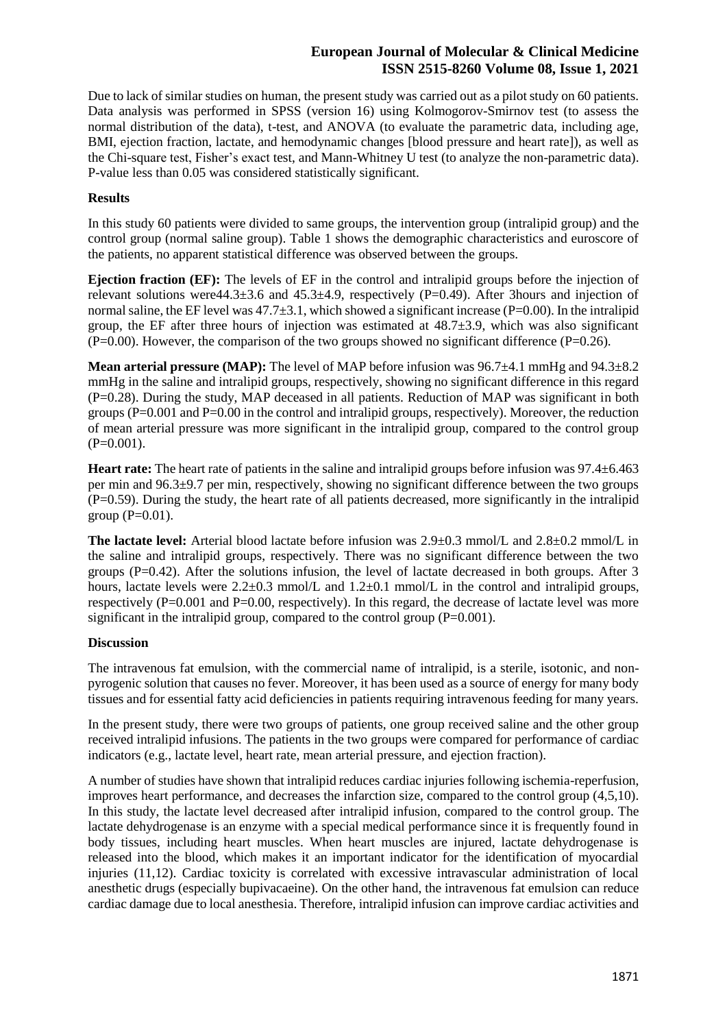Due to lack of similar studies on human, the present study was carried out as a pilot study on 60 patients. Data analysis was performed in SPSS (version 16) using Kolmogorov-Smirnov test (to assess the normal distribution of the data), t-test, and ANOVA (to evaluate the parametric data, including age, BMI, ejection fraction, lactate, and hemodynamic changes [blood pressure and heart rate]), as well as the Chi-square test, Fisher's exact test, and Mann-Whitney U test (to analyze the non-parametric data). P-value less than 0.05 was considered statistically significant.

## Results

In this study 60 patients were divided to same groups, the intervention group (intralipid group) and the control group (normal saline group). Table 1 shows the demographic characteristics and euroscore of the patients, no apparent statistical difference was observed between the groups.

**Ejection fraction (EF):** The levels of EF in the control and intralipid groups before the injection of relevant solutions were44.3±3.6 and 45.3±4.9, respectively (P=0.49). After 3hours and injection of normal saline, the EF level was 47.7±3.1, which showed a significant increase (P=0.00). In the intralipid group, the EF after three hours of injection was estimated at 48.7±3.9, which was also significant (P=0.00). However, the comparison of the two groups showed no significant difference (P=0.26).

**Mean arterial pressure (MAP):** The level of MAP before infusion was 96.7±4.1 mmHg and 94.3±8.2 mmHg in the saline and intralipid groups, respectively, showing no significant difference in this regard (P=0.28). During the study, MAP deceased in all patients. Reduction of MAP was significant in both groups (P=0.001 and P=0.00 in the control and intralipid groups, respectively). Moreover, the reduction of mean arterial pressure was more significant in the intralipid group, compared to the control group (P=0.001).

**Heart rate:** The heart rate of patients in the saline and intralipid groups before infusion was 97.4±6.463 per min and 96.3±9.7 per min, respectively, showing no significant difference between the two groups (P=0.59). During the study, the heart rate of all patients decreased, more significantly in the intralipid group (P=0.01).

**The lactate level:** Arterial blood lactate before infusion was 2.9±0.3 mmol/L and 2.8±0.2 mmol/L in the saline and intralipid groups, respectively. There was no significant difference between the two groups (P=0.42). After the solutions infusion, the level of lactate decreased in both groups. After 3 hours, lactate levels were 2.2±0.3 mmol/L and 1.2±0.1 mmol/L in the control and intralipid groups, respectively (P=0.001 and P=0.00, respectively). In this regard, the decrease of lactate level was more significant in the intralipid group, compared to the control group (P=0.001).

## Discussion

The intravenous fat emulsion, with the commercial name of intralipid, is a sterile, isotonic, and non-pyrogenic solution that causes no fever. Moreover, it has been used as a source of energy for many body tissues and for essential fatty acid deficiencies in patients requiring intravenous feeding for many years.

In the present study, there were two groups of patients, one group received saline and the other group received intralipid infusions. The patients in the two groups were compared for performance of cardiac indicators (e.g., lactate level, heart rate, mean arterial pressure, and ejection fraction).

A number of studies have shown that intralipid reduces cardiac injuries following ischemia-reperfusion, improves heart performance, and decreases the infarction size, compared to the control group (4,5,10). In this study, the lactate level decreased after intralipid infusion, compared to the control group. The lactate dehydrogenase is an enzyme with a special medical performance since it is frequently found in body tissues, including heart muscles. When heart muscles are injured, lactate dehydrogenase is released into the blood, which makes it an important indicator for the identification of myocardial injuries (11,12). Cardiac toxicity is correlated with excessive intravascular administration of local anesthetic drugs (especially bupivacaeine). On the other hand, the intravenous fat emulsion can reduce cardiac damage due to local anesthesia. Therefore, intralipid infusion can improve cardiac activities and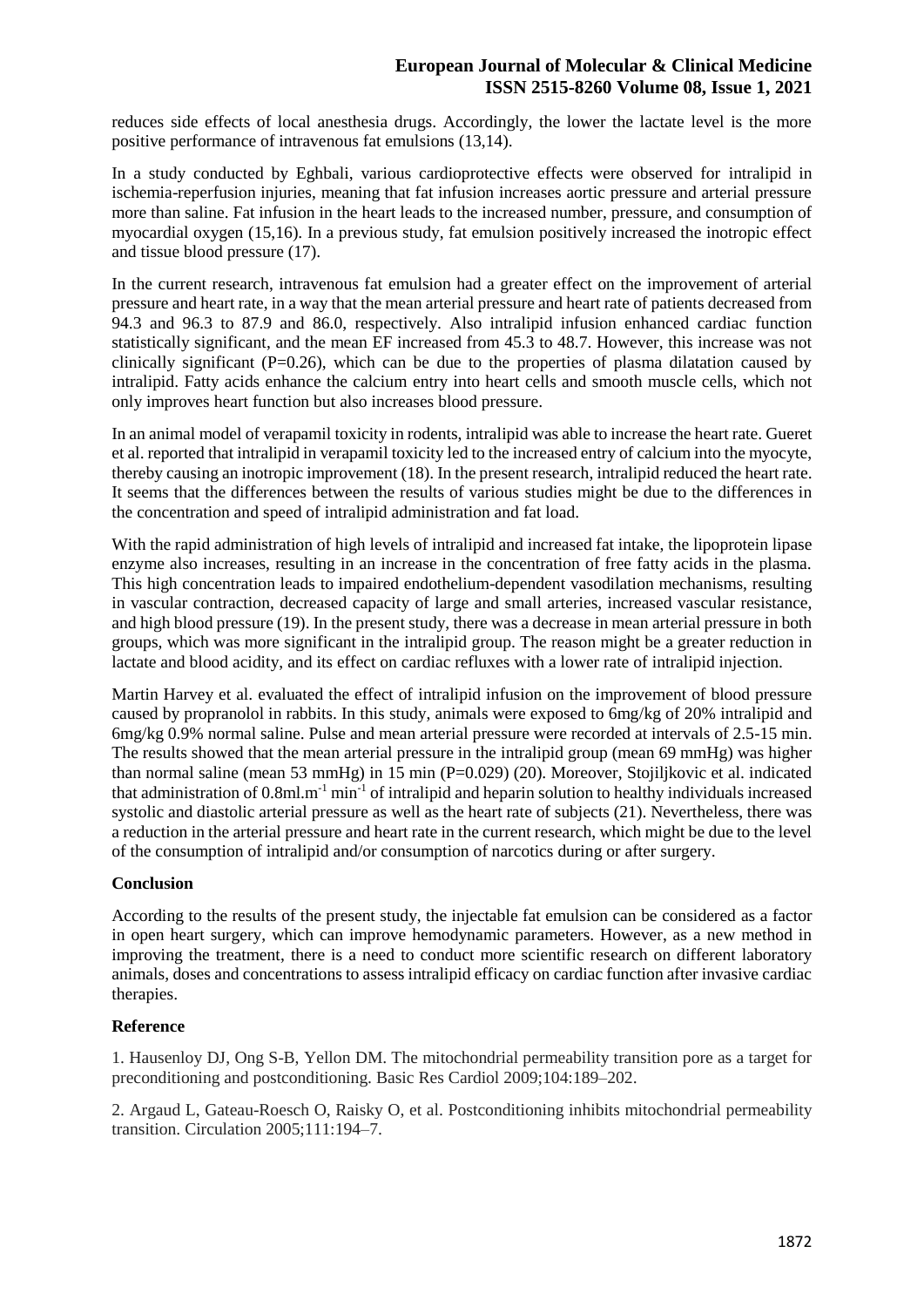reduces side effects of local anesthesia drugs. Accordingly, the lower the lactate level is the more positive performance of intravenous fat emulsions (13,14).

In a study conducted by Eghbali, various cardioprotective effects were observed for intralipid in ischemia-reperfusion injuries, meaning that fat infusion increases aortic pressure and arterial pressure more than saline. Fat infusion in the heart leads to the increased number, pressure, and consumption of myocardial oxygen (15,16). In a previous study, fat emulsion positively increased the inotropic effect and tissue blood pressure (17).

In the current research, intravenous fat emulsion had a greater effect on the improvement of arterial pressure and heart rate, in a way that the mean arterial pressure and heart rate of patients decreased from 94.3 and 96.3 to 87.9 and 86.0, respectively. Also intralipid infusion enhanced cardiac function statistically significant, and the mean EF increased from 45.3 to 48.7. However, this increase was not clinically significant (P=0.26), which can be due to the properties of plasma dilatation caused by intralipid. Fatty acids enhance the calcium entry into heart cells and smooth muscle cells, which not only improves heart function but also increases blood pressure.

In an animal model of verapamil toxicity in rodents, intralipid was able to increase the heart rate. Gueret et al. reported that intralipid in verapamil toxicity led to the increased entry of calcium into the myocyte, thereby causing an inotropic improvement (18). In the present research, intralipid reduced the heart rate. It seems that the differences between the results of various studies might be due to the differences in the concentration and speed of intralipid administration and fat load.

With the rapid administration of high levels of intralipid and increased fat intake, the lipoprotein lipase enzyme also increases, resulting in an increase in the concentration of free fatty acids in the plasma. This high concentration leads to impaired endothelium-dependent vasodilation mechanisms, resulting in vascular contraction, decreased capacity of large and small arteries, increased vascular resistance, and high blood pressure (19). In the present study, there was a decrease in mean arterial pressure in both groups, which was more significant in the intralipid group. The reason might be a greater reduction in lactate and blood acidity, and its effect on cardiac refluxes with a lower rate of intralipid injection.

Martin Harvey et al. evaluated the effect of intralipid infusion on the improvement of blood pressure caused by propranolol in rabbits. In this study, animals were exposed to 6mg/kg of 20% intralipid and 6mg/kg 0.9% normal saline. Pulse and mean arterial pressure were recorded at intervals of 2.5-15 min. The results showed that the mean arterial pressure in the intralipid group (mean 69 mmHg) was higher than normal saline (mean 53 mmHg) in 15 min (P=0.029) (20). Moreover, Stojiljkovic et al. indicated that administration of $0.8 ml.m^{-1} min^{-1}$ of intralipid and heparin solution to healthy individuals increased systolic and diastolic arterial pressure as well as the heart rate of subjects (21). Nevertheless, there was a reduction in the arterial pressure and heart rate in the current research, which might be due to the level of the consumption of intralipid and/or consumption of narcotics during or after surgery.

## Conclusion

According to the results of the present study, the injectable fat emulsion can be considered as a factor in open heart surgery, which can improve hemodynamic parameters. However, as a new method in improving the treatment, there is a need to conduct more scientific research on different laboratory animals, doses and concentrations to assess intralipid efficacy on cardiac function after invasive cardiac therapies.

## Reference

1. Hausenloy DJ, Ong S-B, Yellon DM. The mitochondrial permeability transition pore as a target for preconditioning and postconditioning. Basic Res Cardiol 2009;104:189–202.

2. Argaud L, Gateau-Roesch O, Raisky O, et al. Postconditioning inhibits mitochondrial permeability transition. Circulation 2005;111:194–7.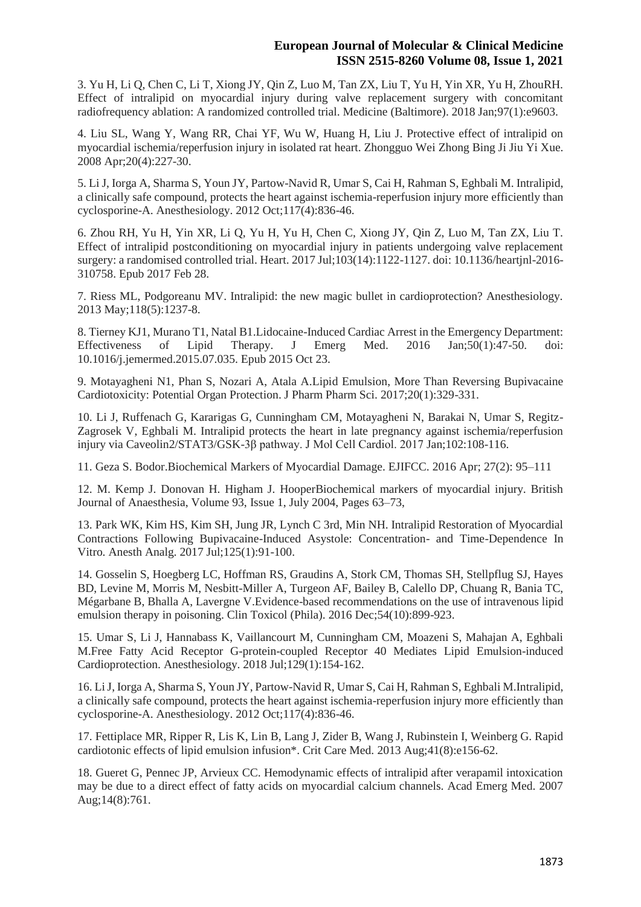3. Yu H, Li Q, Chen C, Li T, Xiong JY, Qin Z, Luo M, Tan ZX, Liu T, Yu H, Yin XR, Yu H, ZhouRH. Effect of intralipid on myocardial injury during valve replacement surgery with concomitant radiofrequency ablation: A randomized controlled trial. Medicine (Baltimore). 2018 Jan;97(1):e9603.

4. Liu SL, Wang Y, Wang RR, Chai YF, Wu W, Huang H, Liu J. Protective effect of intralipid on myocardial ischemia/reperfusion injury in isolated rat heart. Zhongguo Wei Zhong Bing Ji Jiu Yi Xue. 2008 Apr;20(4):227-30.

5. Li J, Iorga A, Sharma S, Youn JY, Partow-Navid R, Umar S, Cai H, Rahman S, Eghbali M. Intralipid, a clinically safe compound, protects the heart against ischemia-reperfusion injury more efficiently than cyclosporine-A. Anesthesiology. 2012 Oct;117(4):836-46.

6. Zhou RH, Yu H, Yin XR, Li Q, Yu H, Yu H, Chen C, Xiong JY, Qin Z, Luo M, Tan ZX, Liu T. Effect of intralipid postconditioning on myocardial injury in patients undergoing valve replacement surgery: a randomised controlled trial. Heart. 2017 Jul;103(14):1122-1127. doi: 10.1136/heartjnl-2016-310758. Epub 2017 Feb 28.

7. Riess ML, Podgoreanu MV. Intralipid: the new magic bullet in cardioprotection? Anesthesiology. 2013 May;118(5):1237-8.

8. Tierney KJ1, Murano T1, Natal B1.Lidocaine-Induced Cardiac Arrest in the Emergency Department: Effectiveness of Lipid Therapy. J Emerg Med. 2016 Jan;50(1):47-50. doi: 10.1016/j.jemermed.2015.07.035. Epub 2015 Oct 23.

9. Motayagheni N1, Phan S, Nozari A, Atala A.Lipid Emulsion, More Than Reversing Bupivacaine Cardiotoxicity: Potential Organ Protection. J Pharm Pharm Sci. 2017;20(1):329-331.

10. Li J, Ruffenach G, Kararigas G, Cunningham CM, Motayagheni N, Barakai N, Umar S, Regitz-Zagrosek V, Eghbali M. Intralipid protects the heart in late pregnancy against ischemia/reperfusion injury via Caveolin2/STAT3/GSK-3β pathway. J Mol Cell Cardiol. 2017 Jan;102:108-116.

11. Geza S. Bodor.Biochemical Markers of Myocardial Damage. EJIFCC. 2016 Apr; 27(2): 95–111

12. M. Kemp J. Donovan H. Higham J. HooperBiochemical markers of myocardial injury. British Journal of Anaesthesia, Volume 93, Issue 1, July 2004, Pages 63–73,

13. Park WK, Kim HS, Kim SH, Jung JR, Lynch C 3rd, Min NH. Intralipid Restoration of Myocardial Contractions Following Bupivacaine-Induced Asystole: Concentration- and Time-Dependence In Vitro. Anesth Analg. 2017 Jul;125(1):91-100.

14. Gosselin S, Hoegberg LC, Hoffman RS, Graudins A, Stork CM, Thomas SH, Stellpflug SJ, Hayes BD, Levine M, Morris M, Nesbitt-Miller A, Turgeon AF, Bailey B, Calello DP, Chuang R, Bania TC, Mégarbane B, Bhalla A, Lavergne V.Evidence-based recommendations on the use of intravenous lipid emulsion therapy in poisoning. Clin Toxicol (Phila). 2016 Dec;54(10):899-923.

15. Umar S, Li J, Hannabass K, Vaillancourt M, Cunningham CM, Moazeni S, Mahajan A, Eghbali M.Free Fatty Acid Receptor G-protein-coupled Receptor 40 Mediates Lipid Emulsion-induced Cardioprotection. Anesthesiology. 2018 Jul;129(1):154-162.

16. Li J, Iorga A, Sharma S, Youn JY, Partow-Navid R, Umar S, Cai H, Rahman S, Eghbali M.Intralipid, a clinically safe compound, protects the heart against ischemia-reperfusion injury more efficiently than cyclosporine-A. Anesthesiology. 2012 Oct;117(4):836-46.

17. Fettiplace MR, Ripper R, Lis K, Lin B, Lang J, Zider B, Wang J, Rubinstein I, Weinberg G. Rapid cardiotonic effects of lipid emulsion infusion*. Crit Care Med. 2013 Aug;41(8):e156-62.

18. Gueret G, Pennec JP, Arvieux CC. Hemodynamic effects of intralipid after verapamil intoxication may be due to a direct effect of fatty acids on myocardial calcium channels. Acad Emerg Med. 2007 Aug;14(8):761.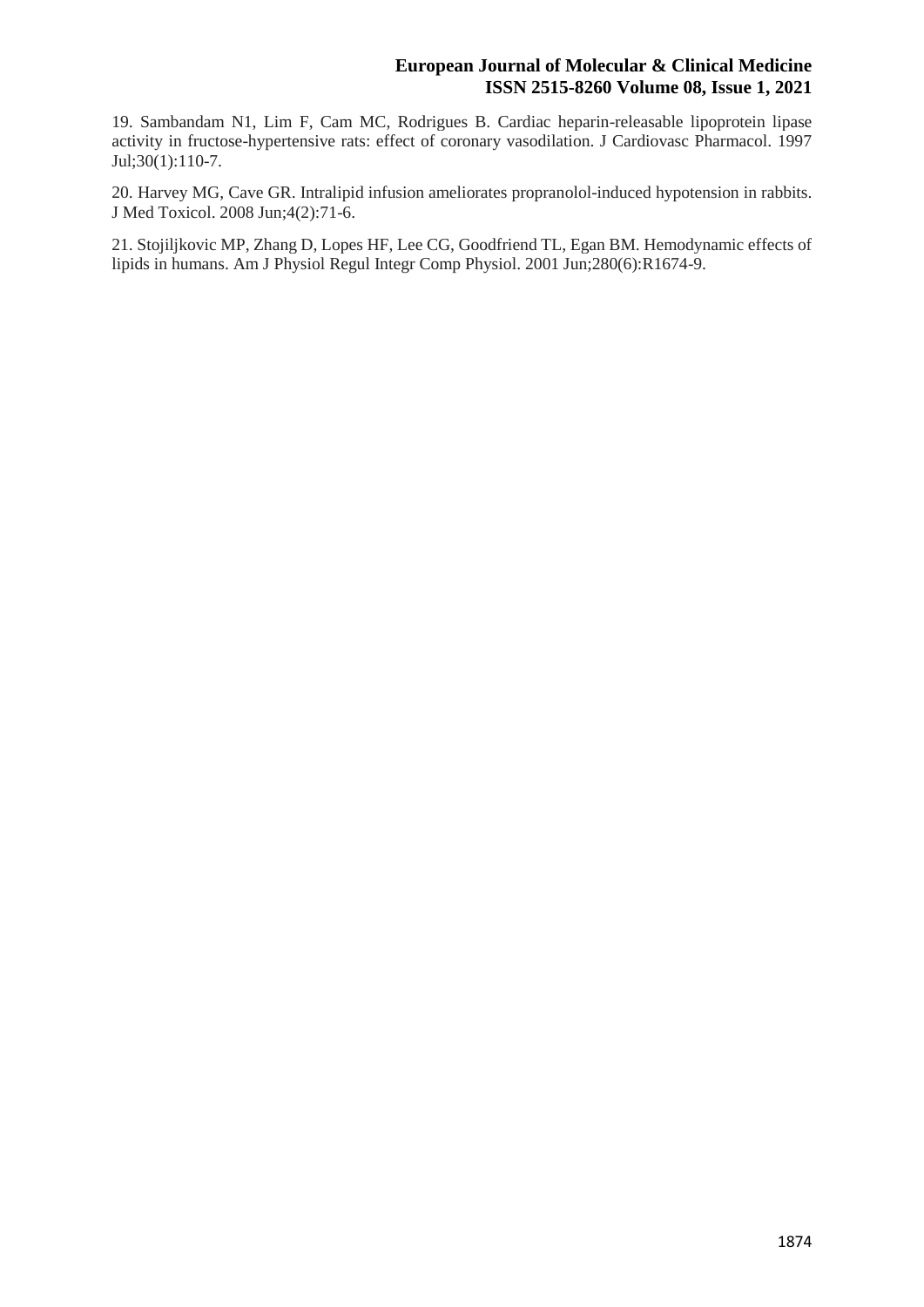19. Sambandam N1, Lim F, Cam MC, Rodrigues B. Cardiac heparin-releasable lipoprotein lipase activity in fructose-hypertensive rats: effect of coronary vasodilation. J Cardiovasc Pharmacol. 1997 Jul;30(1):110-7.

20. Harvey MG, Cave GR. Intralipid infusion ameliorates propranolol-induced hypotension in rabbits. J Med Toxicol. 2008 Jun;4(2):71-6.

21. Stojiljkovic MP, Zhang D, Lopes HF, Lee CG, Goodfriend TL, Egan BM. Hemodynamic effects of lipids in humans. Am J Physiol Regul Integr Comp Physiol. 2001 Jun;280(6):R1674-9.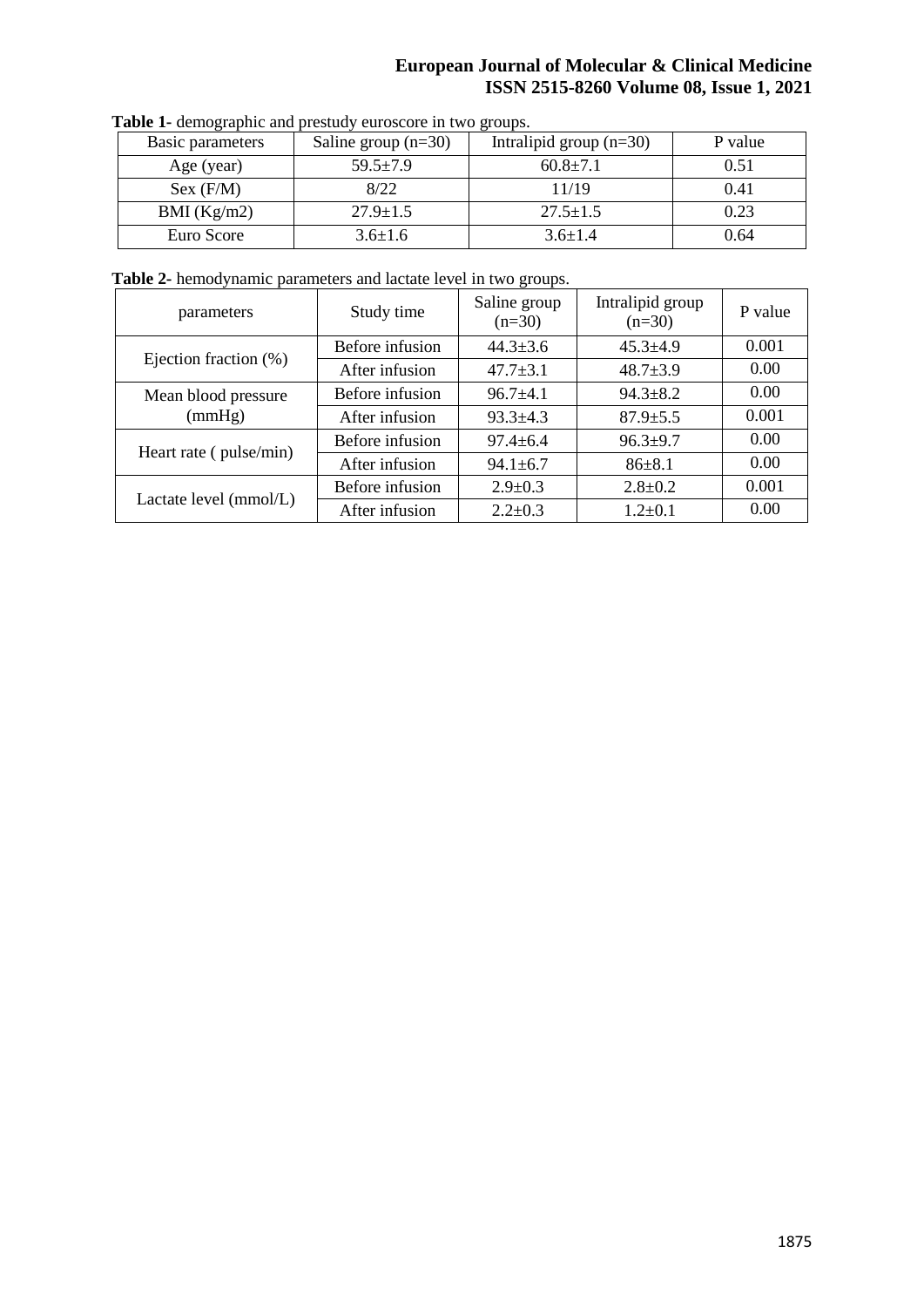**Table 1-** demographic and prestudy euroscore in two groups.

| Basic parameters | Saline group (n=30) | Intralipid group (n=30) | P value |
|---|---|---|---|
| Age (year) | 59.5±7.9 | 60.8±7.1 | 0.51 |
| Sex (F/M) | 8/22 | 11/19 | 0.41 |
| BMI (Kg/m2) | 27.9±1.5 | 27.5±1.5 | 0.23 |
| Euro Score | 3.6±1.6 | 3.6±1.4 | 0.64 |

**Table 2-** hemodynamic parameters and lactate level in two groups.

| parameters | Study time | Saline group (n=30) | Intralipid group (n=30) | P value |
|---|---|---|---|---|
| Ejection fraction (%) | Before infusion | 44.3±3.6 | 45.3±4.9 | 0.001 |
| | After infusion | 47.7±3.1 | 48.7±3.9 | 0.00 |
| Mean blood pressure (mmHg) | Before infusion | 96.7±4.1 | 94.3±8.2 | 0.00 |
| | After infusion | 93.3±4.3 | 87.9±5.5 | 0.001 |
| Heart rate ( pulse/min) | Before infusion | 97.4±6.4 | 96.3±9.7 | 0.00 |
| | After infusion | 94.1±6.7 | 86±8.1 | 0.00 |
| Lactate level (mmol/L) | Before infusion | 2.9±0.3 | 2.8±0.2 | 0.001 |
| | After infusion | 2.2±0.3 | 1.2±0.1 | 0.00 |